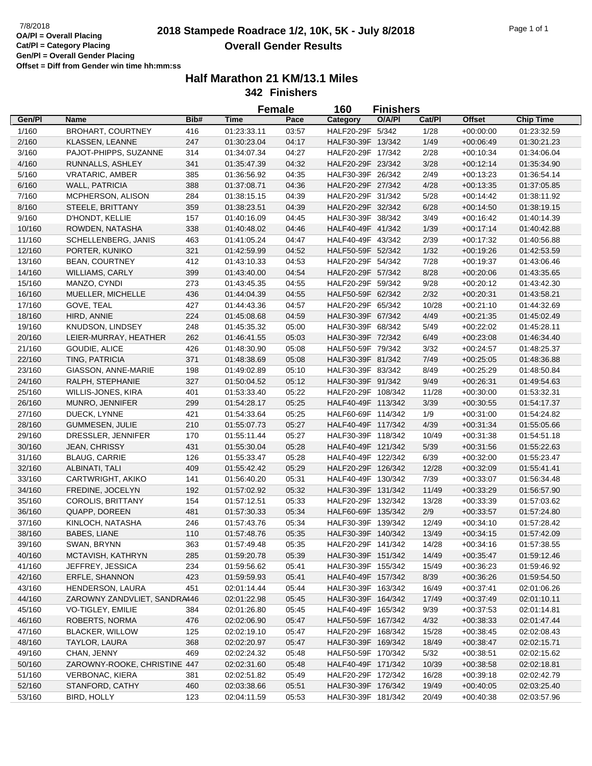7/8/2018

**OA/Pl = Overall Placing**
**Cat/Pl = Category Placing**
**Gen/Pl = Overall Gender Placing**
**Offset = Diff from Gender win time hh:mm:ss**

# 2018 Stampede Roadrace 1/2, 10K, 5K - July 8/2018

## Overall Gender Results

### Half Marathon 21 KM/13.1 Miles

**342 Finishers**

**Female 160 Finishers**

| Gen/Pl | Name | Bib# | Time | Pace | Category | O/A/Pl | Cat/Pl | Offset | Chip Time |
|---|---|---|---|---|---|---|---|---|---|
| 1/160 | BROHART, COURTNEY | 416 | 01:23:33.11 | 03:57 | HALF20-29F | 5/342 | 1/28 | +00:00:00 | 01:23:32.59 |
| 2/160 | KLASSEN, LEANNE | 247 | 01:30:23.04 | 04:17 | HALF30-39F | 13/342 | 1/49 | +00:06:49 | 01:30:21.23 |
| 3/160 | PAJOT-PHIPPS, SUZANNE | 314 | 01:34:07.34 | 04:27 | HALF20-29F | 17/342 | 2/28 | +00:10:34 | 01:34:06.04 |
| 4/160 | RUNNALLS, ASHLEY | 341 | 01:35:47.39 | 04:32 | HALF20-29F | 23/342 | 3/28 | +00:12:14 | 01:35:34.90 |
| 5/160 | VRATARIC, AMBER | 385 | 01:36:56.92 | 04:35 | HALF30-39F | 26/342 | 2/49 | +00:13:23 | 01:36:54.14 |
| 6/160 | WALL, PATRICIA | 388 | 01:37:08.71 | 04:36 | HALF20-29F | 27/342 | 4/28 | +00:13:35 | 01:37:05.85 |
| 7/160 | MCPHERSON, ALISON | 284 | 01:38:15.15 | 04:39 | HALF20-29F | 31/342 | 5/28 | +00:14:42 | 01:38:11.92 |
| 8/160 | STEELE, BRITTANY | 359 | 01:38:23.51 | 04:39 | HALF20-29F | 32/342 | 6/28 | +00:14:50 | 01:38:19.15 |
| 9/160 | D'HONDT, KELLIE | 157 | 01:40:16.09 | 04:45 | HALF30-39F | 38/342 | 3/49 | +00:16:42 | 01:40:14.39 |
| 10/160 | ROWDEN, NATASHA | 338 | 01:40:48.02 | 04:46 | HALF40-49F | 41/342 | 1/39 | +00:17:14 | 01:40:42.88 |
| 11/160 | SCHELLENBERG, JANIS | 463 | 01:41:05.24 | 04:47 | HALF40-49F | 43/342 | 2/39 | +00:17:32 | 01:40:56.88 |
| 12/160 | PORTER, KUNIKO | 321 | 01:42:59.99 | 04:52 | HALF50-59F | 52/342 | 1/32 | +00:19:26 | 01:42:53.59 |
| 13/160 | BEAN, COURTNEY | 412 | 01:43:10.33 | 04:53 | HALF20-29F | 54/342 | 7/28 | +00:19:37 | 01:43:06.46 |
| 14/160 | WILLIAMS, CARLY | 399 | 01:43:40.00 | 04:54 | HALF20-29F | 57/342 | 8/28 | +00:20:06 | 01:43:35.65 |
| 15/160 | MANZO, CYNDI | 273 | 01:43:45.35 | 04:55 | HALF20-29F | 59/342 | 9/28 | +00:20:12 | 01:43:42.30 |
| 16/160 | MUELLER, MICHELLE | 436 | 01:44:04.39 | 04:55 | HALF50-59F | 62/342 | 2/32 | +00:20:31 | 01:43:58.21 |
| 17/160 | GOVE, TEAL | 427 | 01:44:43.36 | 04:57 | HALF20-29F | 65/342 | 10/28 | +00:21:10 | 01:44:32.69 |
| 18/160 | HIRD, ANNIE | 224 | 01:45:08.68 | 04:59 | HALF30-39F | 67/342 | 4/49 | +00:21:35 | 01:45:02.49 |
| 19/160 | KNUDSON, LINDSEY | 248 | 01:45:35.32 | 05:00 | HALF30-39F | 68/342 | 5/49 | +00:22:02 | 01:45:28.11 |
| 20/160 | LEIER-MURRAY, HEATHER | 262 | 01:46:41.55 | 05:03 | HALF30-39F | 72/342 | 6/49 | +00:23:08 | 01:46:34.40 |
| 21/160 | GOUDIE, ALICE | 426 | 01:48:30.90 | 05:08 | HALF50-59F | 79/342 | 3/32 | +00:24:57 | 01:48:25.37 |
| 22/160 | TING, PATRICIA | 371 | 01:48:38.69 | 05:08 | HALF30-39F | 81/342 | 7/49 | +00:25:05 | 01:48:36.88 |
| 23/160 | GIASSON, ANNE-MARIE | 198 | 01:49:02.89 | 05:10 | HALF30-39F | 83/342 | 8/49 | +00:25:29 | 01:48:50.84 |
| 24/160 | RALPH, STEPHANIE | 327 | 01:50:04.52 | 05:12 | HALF30-39F | 91/342 | 9/49 | +00:26:31 | 01:49:54.63 |
| 25/160 | WILLIS-JONES, KIRA | 401 | 01:53:33.40 | 05:22 | HALF20-29F | 108/342 | 11/28 | +00:30:00 | 01:53:32.31 |
| 26/160 | MUNRO, JENNIFER | 299 | 01:54:28.17 | 05:25 | HALF40-49F | 113/342 | 3/39 | +00:30:55 | 01:54:17.37 |
| 27/160 | DUECK, LYNNE | 421 | 01:54:33.64 | 05:25 | HALF60-69F | 114/342 | 1/9 | +00:31:00 | 01:54:24.82 |
| 28/160 | GUMMESEN, JULIE | 210 | 01:55:07.73 | 05:27 | HALF40-49F | 117/342 | 4/39 | +00:31:34 | 01:55:05.66 |
| 29/160 | DRESSLER, JENNIFER | 170 | 01:55:11.44 | 05:27 | HALF30-39F | 118/342 | 10/49 | +00:31:38 | 01:54:51.18 |
| 30/160 | JEAN, CHRISSY | 431 | 01:55:30.04 | 05:28 | HALF40-49F | 121/342 | 5/39 | +00:31:56 | 01:55:22.63 |
| 31/160 | BLAUG, CARRIE | 126 | 01:55:33.47 | 05:28 | HALF40-49F | 122/342 | 6/39 | +00:32:00 | 01:55:23.47 |
| 32/160 | ALBINATI, TALI | 409 | 01:55:42.42 | 05:29 | HALF20-29F | 126/342 | 12/28 | +00:32:09 | 01:55:41.41 |
| 33/160 | CARTWRIGHT, AKIKO | 141 | 01:56:40.20 | 05:31 | HALF40-49F | 130/342 | 7/39 | +00:33:07 | 01:56:34.48 |
| 34/160 | FREDINE, JOCELYN | 192 | 01:57:02.92 | 05:32 | HALF30-39F | 131/342 | 11/49 | +00:33:29 | 01:56:57.90 |
| 35/160 | COROLIS, BRITTANY | 154 | 01:57:12.51 | 05:33 | HALF20-29F | 132/342 | 13/28 | +00:33:39 | 01:57:03.62 |
| 36/160 | QUAPP, DOREEN | 481 | 01:57:30.33 | 05:34 | HALF60-69F | 135/342 | 2/9 | +00:33:57 | 01:57:24.80 |
| 37/160 | KINLOCH, NATASHA | 246 | 01:57:43.76 | 05:34 | HALF30-39F | 139/342 | 12/49 | +00:34:10 | 01:57:28.42 |
| 38/160 | BABES, LIANE | 110 | 01:57:48.76 | 05:35 | HALF30-39F | 140/342 | 13/49 | +00:34:15 | 01:57:42.09 |
| 39/160 | SWAN, BRYNN | 363 | 01:57:49.48 | 05:35 | HALF20-29F | 141/342 | 14/28 | +00:34:16 | 01:57:38.55 |
| 40/160 | MCTAVISH, KATHRYN | 285 | 01:59:20.78 | 05:39 | HALF30-39F | 151/342 | 14/49 | +00:35:47 | 01:59:12.46 |
| 41/160 | JEFFREY, JESSICA | 234 | 01:59:56.62 | 05:41 | HALF30-39F | 155/342 | 15/49 | +00:36:23 | 01:59:46.92 |
| 42/160 | ERFLE, SHANNON | 423 | 01:59:59.93 | 05:41 | HALF40-49F | 157/342 | 8/39 | +00:36:26 | 01:59:54.50 |
| 43/160 | HENDERSON, LAURA | 451 | 02:01:14.44 | 05:44 | HALF30-39F | 163/342 | 16/49 | +00:37:41 | 02:01:06.26 |
| 44/160 | ZAROWNY ZANDVLIET, SANDRA | 446 | 02:01:22.98 | 05:45 | HALF30-39F | 164/342 | 17/49 | +00:37:49 | 02:01:10.11 |
| 45/160 | VO-TIGLEY, EMILIE | 384 | 02:01:26.80 | 05:45 | HALF40-49F | 165/342 | 9/39 | +00:37:53 | 02:01:14.81 |
| 46/160 | ROBERTS, NORMA | 476 | 02:02:06.90 | 05:47 | HALF50-59F | 167/342 | 4/32 | +00:38:33 | 02:01:47.44 |
| 47/160 | BLACKER, WILLOW | 125 | 02:02:19.10 | 05:47 | HALF20-29F | 168/342 | 15/28 | +00:38:45 | 02:02:08.43 |
| 48/160 | TAYLOR, LAURA | 368 | 02:02:20.97 | 05:47 | HALF30-39F | 169/342 | 18/49 | +00:38:47 | 02:02:15.71 |
| 49/160 | CHAN, JENNY | 469 | 02:02:24.32 | 05:48 | HALF50-59F | 170/342 | 5/32 | +00:38:51 | 02:02:15.62 |
| 50/160 | ZAROWNY-ROOKE, CHRISTINE | 447 | 02:02:31.60 | 05:48 | HALF40-49F | 171/342 | 10/39 | +00:38:58 | 02:02:18.81 |
| 51/160 | VERBONAC, KIERA | 381 | 02:02:51.82 | 05:49 | HALF20-29F | 172/342 | 16/28 | +00:39:18 | 02:02:42.79 |
| 52/160 | STANFORD, CATHY | 460 | 02:03:38.66 | 05:51 | HALF30-39F | 176/342 | 19/49 | +00:40:05 | 02:03:25.40 |
| 53/160 | BIRD, HOLLY | 123 | 02:04:11.59 | 05:53 | HALF30-39F | 181/342 | 20/49 | +00:40:38 | 02:03:57.96 |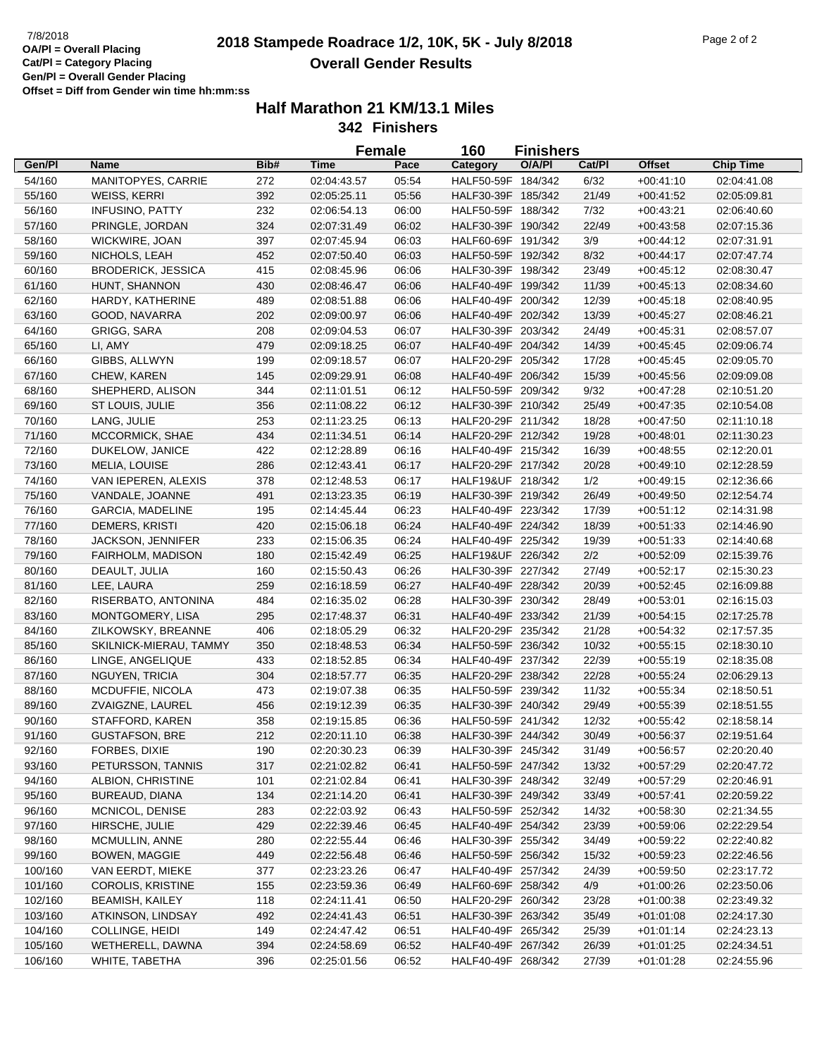**OA/Pl = Overall Placing**
**Cat/Pl = Category Placing**
**Gen/Pl = Overall Gender Placing**
**Offset = Diff from Gender win time hh:mm:ss**

# 2018 Stampede Roadrace 1/2, 10K, 5K - July 8/2018

## Overall Gender Results

### Half Marathon 21 KM/13.1 Miles

**342 Finishers**

**Female 160 Finishers**

| Gen/Pl | Name | Bib# | Time | Pace | Category | O/A/Pl | Cat/Pl | Offset | Chip Time |
|---|---|---|---|---|---|---|---|---|---|
| 54/160 | MANITOPYES, CARRIE | 272 | 02:04:43.57 | 05:54 | HALF50-59F | 184/342 | 6/32 | +00:41:10 | 02:04:41.08 |
| 55/160 | WEISS, KERRI | 392 | 02:05:25.11 | 05:56 | HALF30-39F | 185/342 | 21/49 | +00:41:52 | 02:05:09.81 |
| 56/160 | INFUSINO, PATTY | 232 | 02:06:54.13 | 06:00 | HALF50-59F | 188/342 | 7/32 | +00:43:21 | 02:06:40.60 |
| 57/160 | PRINGLE, JORDAN | 324 | 02:07:31.49 | 06:02 | HALF30-39F | 190/342 | 22/49 | +00:43:58 | 02:07:15.36 |
| 58/160 | WICKWIRE, JOAN | 397 | 02:07:45.94 | 06:03 | HALF60-69F | 191/342 | 3/9 | +00:44:12 | 02:07:31.91 |
| 59/160 | NICHOLS, LEAH | 452 | 02:07:50.40 | 06:03 | HALF50-59F | 192/342 | 8/32 | +00:44:17 | 02:07:47.74 |
| 60/160 | BRODERICK, JESSICA | 415 | 02:08:45.96 | 06:06 | HALF30-39F | 198/342 | 23/49 | +00:45:12 | 02:08:30.47 |
| 61/160 | HUNT, SHANNON | 430 | 02:08:46.47 | 06:06 | HALF40-49F | 199/342 | 11/39 | +00:45:13 | 02:08:34.60 |
| 62/160 | HARDY, KATHERINE | 489 | 02:08:51.88 | 06:06 | HALF40-49F | 200/342 | 12/39 | +00:45:18 | 02:08:40.95 |
| 63/160 | GOOD, NAVARRA | 202 | 02:09:00.97 | 06:06 | HALF40-49F | 202/342 | 13/39 | +00:45:27 | 02:08:46.21 |
| 64/160 | GRIGG, SARA | 208 | 02:09:04.53 | 06:07 | HALF30-39F | 203/342 | 24/49 | +00:45:31 | 02:08:57.07 |
| 65/160 | LI, AMY | 479 | 02:09:18.25 | 06:07 | HALF40-49F | 204/342 | 14/39 | +00:45:45 | 02:09:06.74 |
| 66/160 | GIBBS, ALLWYN | 199 | 02:09:18.57 | 06:07 | HALF20-29F | 205/342 | 17/28 | +00:45:45 | 02:09:05.70 |
| 67/160 | CHEW, KAREN | 145 | 02:09:29.91 | 06:08 | HALF40-49F | 206/342 | 15/39 | +00:45:56 | 02:09:09.08 |
| 68/160 | SHEPHERD, ALISON | 344 | 02:11:01.51 | 06:12 | HALF50-59F | 209/342 | 9/32 | +00:47:28 | 02:10:51.20 |
| 69/160 | ST LOUIS, JULIE | 356 | 02:11:08.22 | 06:12 | HALF30-39F | 210/342 | 25/49 | +00:47:35 | 02:10:54.08 |
| 70/160 | LANG, JULIE | 253 | 02:11:23.25 | 06:13 | HALF20-29F | 211/342 | 18/28 | +00:47:50 | 02:11:10.18 |
| 71/160 | MCCORMICK, SHAE | 434 | 02:11:34.51 | 06:14 | HALF20-29F | 212/342 | 19/28 | +00:48:01 | 02:11:30.23 |
| 72/160 | DUKELOW, JANICE | 422 | 02:12:28.89 | 06:16 | HALF40-49F | 215/342 | 16/39 | +00:48:55 | 02:12:20.01 |
| 73/160 | MELIA, LOUISE | 286 | 02:12:43.41 | 06:17 | HALF20-29F | 217/342 | 20/28 | +00:49:10 | 02:12:28.59 |
| 74/160 | VAN IEPEREN, ALEXIS | 378 | 02:12:48.53 | 06:17 | HALF19&UF | 218/342 | 1/2 | +00:49:15 | 02:12:36.66 |
| 75/160 | VANDALE, JOANNE | 491 | 02:13:23.35 | 06:19 | HALF30-39F | 219/342 | 26/49 | +00:49:50 | 02:12:54.74 |
| 76/160 | GARCIA, MADELINE | 195 | 02:14:45.44 | 06:23 | HALF40-49F | 223/342 | 17/39 | +00:51:12 | 02:14:31.98 |
| 77/160 | DEMERS, KRISTI | 420 | 02:15:06.18 | 06:24 | HALF40-49F | 224/342 | 18/39 | +00:51:33 | 02:14:46.90 |
| 78/160 | JACKSON, JENNIFER | 233 | 02:15:06.35 | 06:24 | HALF40-49F | 225/342 | 19/39 | +00:51:33 | 02:14:40.68 |
| 79/160 | FAIRHOLM, MADISON | 180 | 02:15:42.49 | 06:25 | HALF19&UF | 226/342 | 2/2 | +00:52:09 | 02:15:39.76 |
| 80/160 | DEAULT, JULIA | 160 | 02:15:50.43 | 06:26 | HALF30-39F | 227/342 | 27/49 | +00:52:17 | 02:15:30.23 |
| 81/160 | LEE, LAURA | 259 | 02:16:18.59 | 06:27 | HALF40-49F | 228/342 | 20/39 | +00:52:45 | 02:16:09.88 |
| 82/160 | RISERBATO, ANTONINA | 484 | 02:16:35.02 | 06:28 | HALF30-39F | 230/342 | 28/49 | +00:53:01 | 02:16:15.03 |
| 83/160 | MONTGOMERY, LISA | 295 | 02:17:48.37 | 06:31 | HALF40-49F | 233/342 | 21/39 | +00:54:15 | 02:17:25.78 |
| 84/160 | ZILKOWSKY, BREANNE | 406 | 02:18:05.29 | 06:32 | HALF20-29F | 235/342 | 21/28 | +00:54:32 | 02:17:57.35 |
| 85/160 | SKILNICK-MIERAU, TAMMY | 350 | 02:18:48.53 | 06:34 | HALF50-59F | 236/342 | 10/32 | +00:55:15 | 02:18:30.10 |
| 86/160 | LINGE, ANGELIQUE | 433 | 02:18:52.85 | 06:34 | HALF40-49F | 237/342 | 22/39 | +00:55:19 | 02:18:35.08 |
| 87/160 | NGUYEN, TRICIA | 304 | 02:18:57.77 | 06:35 | HALF20-29F | 238/342 | 22/28 | +00:55:24 | 02:06:29.13 |
| 88/160 | MCDUFFIE, NICOLA | 473 | 02:19:07.38 | 06:35 | HALF50-59F | 239/342 | 11/32 | +00:55:34 | 02:18:50.51 |
| 89/160 | ZVAIGZNE, LAUREL | 456 | 02:19:12.39 | 06:35 | HALF30-39F | 240/342 | 29/49 | +00:55:39 | 02:18:51.55 |
| 90/160 | STAFFORD, KAREN | 358 | 02:19:15.85 | 06:36 | HALF50-59F | 241/342 | 12/32 | +00:55:42 | 02:18:58.14 |
| 91/160 | GUSTAFSON, BRE | 212 | 02:20:11.10 | 06:38 | HALF30-39F | 244/342 | 30/49 | +00:56:37 | 02:19:51.64 |
| 92/160 | FORBES, DIXIE | 190 | 02:20:30.23 | 06:39 | HALF30-39F | 245/342 | 31/49 | +00:56:57 | 02:20:20.40 |
| 93/160 | PETURSSON, TANNIS | 317 | 02:21:02.82 | 06:41 | HALF50-59F | 247/342 | 13/32 | +00:57:29 | 02:20:47.72 |
| 94/160 | ALBION, CHRISTINE | 101 | 02:21:02.84 | 06:41 | HALF30-39F | 248/342 | 32/49 | +00:57:29 | 02:20:46.91 |
| 95/160 | BUREAUD, DIANA | 134 | 02:21:14.20 | 06:41 | HALF30-39F | 249/342 | 33/49 | +00:57:41 | 02:20:59.22 |
| 96/160 | MCNICOL, DENISE | 283 | 02:22:03.92 | 06:43 | HALF50-59F | 252/342 | 14/32 | +00:58:30 | 02:21:34.55 |
| 97/160 | HIRSCHE, JULIE | 429 | 02:22:39.46 | 06:45 | HALF40-49F | 254/342 | 23/39 | +00:59:06 | 02:22:29.54 |
| 98/160 | MCMULLIN, ANNE | 280 | 02:22:55.44 | 06:46 | HALF30-39F | 255/342 | 34/49 | +00:59:22 | 02:22:40.82 |
| 99/160 | BOWEN, MAGGIE | 449 | 02:22:56.48 | 06:46 | HALF50-59F | 256/342 | 15/32 | +00:59:23 | 02:22:46.56 |
| 100/160 | VAN EERDT, MIEKE | 377 | 02:23:23.26 | 06:47 | HALF40-49F | 257/342 | 24/39 | +00:59:50 | 02:23:17.72 |
| 101/160 | COROLIS, KRISTINE | 155 | 02:23:59.36 | 06:49 | HALF60-69F | 258/342 | 4/9 | +01:00:26 | 02:23:50.06 |
| 102/160 | BEAMISH, KAILEY | 118 | 02:24:11.41 | 06:50 | HALF20-29F | 260/342 | 23/28 | +01:00:38 | 02:23:49.32 |
| 103/160 | ATKINSON, LINDSAY | 492 | 02:24:41.43 | 06:51 | HALF30-39F | 263/342 | 35/49 | +01:01:08 | 02:24:17.30 |
| 104/160 | COLLINGE, HEIDI | 149 | 02:24:47.42 | 06:51 | HALF40-49F | 265/342 | 25/39 | +01:01:14 | 02:24:23.13 |
| 105/160 | WETHERELL, DAWNA | 394 | 02:24:58.69 | 06:52 | HALF40-49F | 267/342 | 26/39 | +01:01:25 | 02:24:34.51 |
| 106/160 | WHITE, TABETHA | 396 | 02:25:01.56 | 06:52 | HALF40-49F | 268/342 | 27/39 | +01:01:28 | 02:24:55.96 |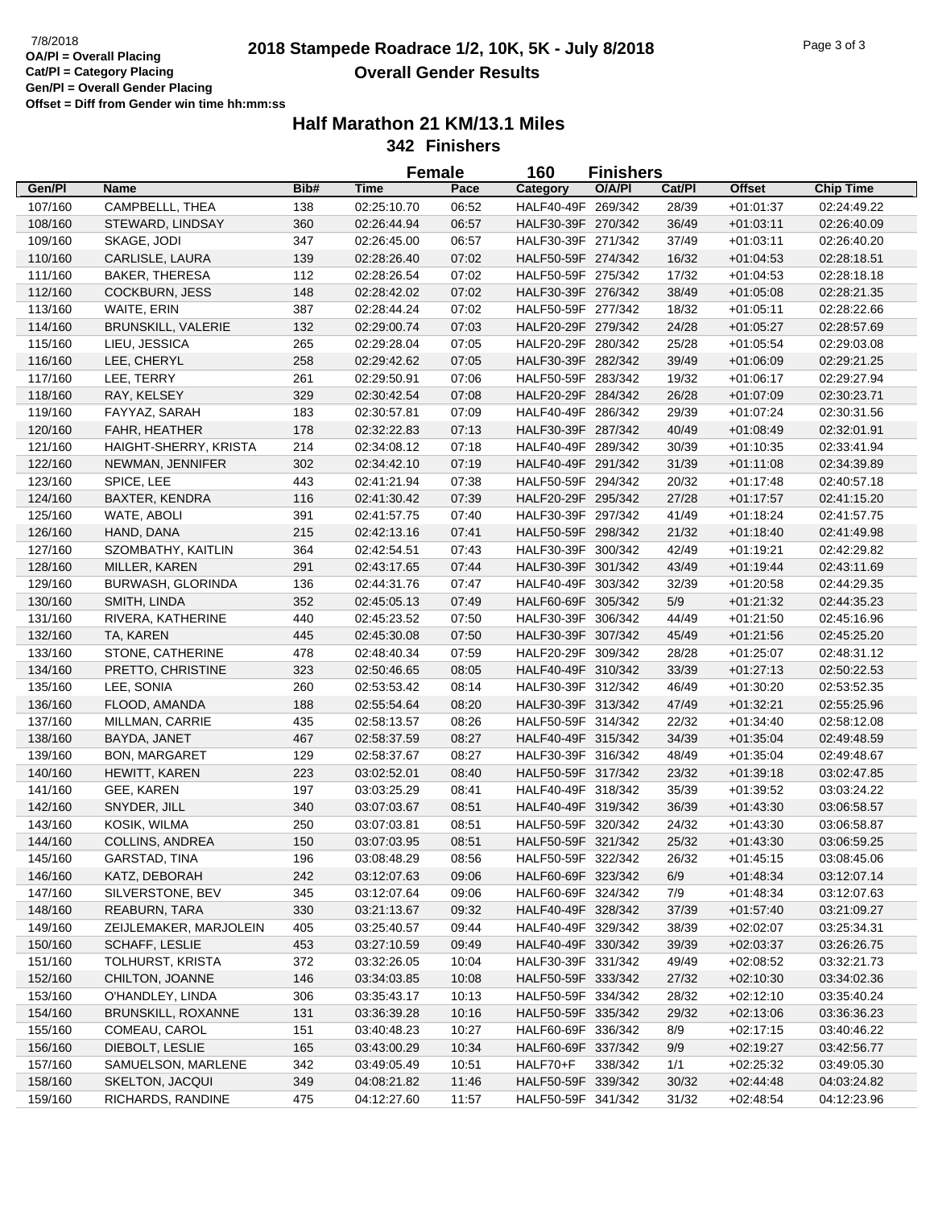7/8/2018

**OA/Pl = Overall Placing**
**Cat/Pl = Category Placing**
**Gen/Pl = Overall Gender Placing**
**Offset = Diff from Gender win time hh:mm:ss**

# 2018 Stampede Roadrace 1/2, 10K, 5K - July 8/2018
## Overall Gender Results

### Half Marathon 21 KM/13.1 Miles
**342 Finishers**

**Female 160 Finishers**

| Gen/Pl | Name | Bib# | Time | Pace | Category | O/A/Pl | Cat/Pl | Offset | Chip Time |
|---|---|---|---|---|---|---|---|---|---|
| 107/160 | CAMPBELLL, THEA | 138 | 02:25:10.70 | 06:52 | HALF40-49F | 269/342 | 28/39 | +01:01:37 | 02:24:49.22 |
| 108/160 | STEWARD, LINDSAY | 360 | 02:26:44.94 | 06:57 | HALF30-39F | 270/342 | 36/49 | +01:03:11 | 02:26:40.09 |
| 109/160 | SKAGE, JODI | 347 | 02:26:45.00 | 06:57 | HALF30-39F | 271/342 | 37/49 | +01:03:11 | 02:26:40.20 |
| 110/160 | CARLISLE, LAURA | 139 | 02:28:26.40 | 07:02 | HALF50-59F | 274/342 | 16/32 | +01:04:53 | 02:28:18.51 |
| 111/160 | BAKER, THERESA | 112 | 02:28:26.54 | 07:02 | HALF50-59F | 275/342 | 17/32 | +01:04:53 | 02:28:18.18 |
| 112/160 | COCKBURN, JESS | 148 | 02:28:42.02 | 07:02 | HALF30-39F | 276/342 | 38/49 | +01:05:08 | 02:28:21.35 |
| 113/160 | WAITE, ERIN | 387 | 02:28:44.24 | 07:02 | HALF50-59F | 277/342 | 18/32 | +01:05:11 | 02:28:22.66 |
| 114/160 | BRUNSKILL, VALERIE | 132 | 02:29:00.74 | 07:03 | HALF20-29F | 279/342 | 24/28 | +01:05:27 | 02:28:57.69 |
| 115/160 | LIEU, JESSICA | 265 | 02:29:28.04 | 07:05 | HALF20-29F | 280/342 | 25/28 | +01:05:54 | 02:29:03.08 |
| 116/160 | LEE, CHERYL | 258 | 02:29:42.62 | 07:05 | HALF30-39F | 282/342 | 39/49 | +01:06:09 | 02:29:21.25 |
| 117/160 | LEE, TERRY | 261 | 02:29:50.91 | 07:06 | HALF50-59F | 283/342 | 19/32 | +01:06:17 | 02:29:27.94 |
| 118/160 | RAY, KELSEY | 329 | 02:30:42.54 | 07:08 | HALF20-29F | 284/342 | 26/28 | +01:07:09 | 02:30:23.71 |
| 119/160 | FAYYAZ, SARAH | 183 | 02:30:57.81 | 07:09 | HALF40-49F | 286/342 | 29/39 | +01:07:24 | 02:30:31.56 |
| 120/160 | FAHR, HEATHER | 178 | 02:32:22.83 | 07:13 | HALF30-39F | 287/342 | 40/49 | +01:08:49 | 02:32:01.91 |
| 121/160 | HAIGHT-SHERRY, KRISTA | 214 | 02:34:08.12 | 07:18 | HALF40-49F | 289/342 | 30/39 | +01:10:35 | 02:33:41.94 |
| 122/160 | NEWMAN, JENNIFER | 302 | 02:34:42.10 | 07:19 | HALF40-49F | 291/342 | 31/39 | +01:11:08 | 02:34:39.89 |
| 123/160 | SPICE, LEE | 443 | 02:41:21.94 | 07:38 | HALF50-59F | 294/342 | 20/32 | +01:17:48 | 02:40:57.18 |
| 124/160 | BAXTER, KENDRA | 116 | 02:41:30.42 | 07:39 | HALF20-29F | 295/342 | 27/28 | +01:17:57 | 02:41:15.20 |
| 125/160 | WATE, ABOLI | 391 | 02:41:57.75 | 07:40 | HALF30-39F | 297/342 | 41/49 | +01:18:24 | 02:41:57.75 |
| 126/160 | HAND, DANA | 215 | 02:42:13.16 | 07:41 | HALF50-59F | 298/342 | 21/32 | +01:18:40 | 02:41:49.98 |
| 127/160 | SZOMBATHY, KAITLIN | 364 | 02:42:54.51 | 07:43 | HALF30-39F | 300/342 | 42/49 | +01:19:21 | 02:42:29.82 |
| 128/160 | MILLER, KAREN | 291 | 02:43:17.65 | 07:44 | HALF30-39F | 301/342 | 43/49 | +01:19:44 | 02:43:11.69 |
| 129/160 | BURWASH, GLORINDA | 136 | 02:44:31.76 | 07:47 | HALF40-49F | 303/342 | 32/39 | +01:20:58 | 02:44:29.35 |
| 130/160 | SMITH, LINDA | 352 | 02:45:05.13 | 07:49 | HALF60-69F | 305/342 | 5/9 | +01:21:32 | 02:44:35.23 |
| 131/160 | RIVERA, KATHERINE | 440 | 02:45:23.52 | 07:50 | HALF30-39F | 306/342 | 44/49 | +01:21:50 | 02:45:16.96 |
| 132/160 | TA, KAREN | 445 | 02:45:30.08 | 07:50 | HALF30-39F | 307/342 | 45/49 | +01:21:56 | 02:45:25.20 |
| 133/160 | STONE, CATHERINE | 478 | 02:48:40.34 | 07:59 | HALF20-29F | 309/342 | 28/28 | +01:25:07 | 02:48:31.12 |
| 134/160 | PRETTO, CHRISTINE | 323 | 02:50:46.65 | 08:05 | HALF40-49F | 310/342 | 33/39 | +01:27:13 | 02:50:22.53 |
| 135/160 | LEE, SONIA | 260 | 02:53:53.42 | 08:14 | HALF30-39F | 312/342 | 46/49 | +01:30:20 | 02:53:52.35 |
| 136/160 | FLOOD, AMANDA | 188 | 02:55:54.64 | 08:20 | HALF30-39F | 313/342 | 47/49 | +01:32:21 | 02:55:25.96 |
| 137/160 | MILLMAN, CARRIE | 435 | 02:58:13.57 | 08:26 | HALF50-59F | 314/342 | 22/32 | +01:34:40 | 02:58:12.08 |
| 138/160 | BAYDA, JANET | 467 | 02:58:37.59 | 08:27 | HALF40-49F | 315/342 | 34/39 | +01:35:04 | 02:49:48.59 |
| 139/160 | BON, MARGARET | 129 | 02:58:37.67 | 08:27 | HALF30-39F | 316/342 | 48/49 | +01:35:04 | 02:49:48.67 |
| 140/160 | HEWITT, KAREN | 223 | 03:02:52.01 | 08:40 | HALF50-59F | 317/342 | 23/32 | +01:39:18 | 03:02:47.85 |
| 141/160 | GEE, KAREN | 197 | 03:03:25.29 | 08:41 | HALF40-49F | 318/342 | 35/39 | +01:39:52 | 03:03:24.22 |
| 142/160 | SNYDER, JILL | 340 | 03:07:03.67 | 08:51 | HALF40-49F | 319/342 | 36/39 | +01:43:30 | 03:06:58.57 |
| 143/160 | KOSIK, WILMA | 250 | 03:07:03.81 | 08:51 | HALF50-59F | 320/342 | 24/32 | +01:43:30 | 03:06:58.87 |
| 144/160 | COLLINS, ANDREA | 150 | 03:07:03.95 | 08:51 | HALF50-59F | 321/342 | 25/32 | +01:43:30 | 03:06:59.25 |
| 145/160 | GARSTAD, TINA | 196 | 03:08:48.29 | 08:56 | HALF50-59F | 322/342 | 26/32 | +01:45:15 | 03:08:45.06 |
| 146/160 | KATZ, DEBORAH | 242 | 03:12:07.63 | 09:06 | HALF60-69F | 323/342 | 6/9 | +01:48:34 | 03:12:07.14 |
| 147/160 | SILVERSTONE, BEV | 345 | 03:12:07.64 | 09:06 | HALF60-69F | 324/342 | 7/9 | +01:48:34 | 03:12:07.63 |
| 148/160 | REABURN, TARA | 330 | 03:21:13.67 | 09:32 | HALF40-49F | 328/342 | 37/39 | +01:57:40 | 03:21:09.27 |
| 149/160 | ZEIJLEMAKER, MARJOLEIN | 405 | 03:25:40.57 | 09:44 | HALF40-49F | 329/342 | 38/39 | +02:02:07 | 03:25:34.31 |
| 150/160 | SCHAFF, LESLIE | 453 | 03:27:10.59 | 09:49 | HALF40-49F | 330/342 | 39/39 | +02:03:37 | 03:26:26.75 |
| 151/160 | TOLHURST, KRISTA | 372 | 03:32:26.05 | 10:04 | HALF30-39F | 331/342 | 49/49 | +02:08:52 | 03:32:21.73 |
| 152/160 | CHILTON, JOANNE | 146 | 03:34:03.85 | 10:08 | HALF50-59F | 333/342 | 27/32 | +02:10:30 | 03:34:02.36 |
| 153/160 | O'HANDLEY, LINDA | 306 | 03:35:43.17 | 10:13 | HALF50-59F | 334/342 | 28/32 | +02:12:10 | 03:35:40.24 |
| 154/160 | BRUNSKILL, ROXANNE | 131 | 03:36:39.28 | 10:16 | HALF50-59F | 335/342 | 29/32 | +02:13:06 | 03:36:36.23 |
| 155/160 | COMEAU, CAROL | 151 | 03:40:48.23 | 10:27 | HALF60-69F | 336/342 | 8/9 | +02:17:15 | 03:40:46.22 |
| 156/160 | DIEBOLT, LESLIE | 165 | 03:43:00.29 | 10:34 | HALF60-69F | 337/342 | 9/9 | +02:19:27 | 03:42:56.77 |
| 157/160 | SAMUELSON, MARLENE | 342 | 03:49:05.49 | 10:51 | HALF70+F | 338/342 | 1/1 | +02:25:32 | 03:49:05.30 |
| 158/160 | SKELTON, JACQUI | 349 | 04:08:21.82 | 11:46 | HALF50-59F | 339/342 | 30/32 | +02:44:48 | 04:03:24.82 |
| 159/160 | RICHARDS, RANDINE | 475 | 04:12:27.60 | 11:57 | HALF50-59F | 341/342 | 31/32 | +02:48:54 | 04:12:23.96 |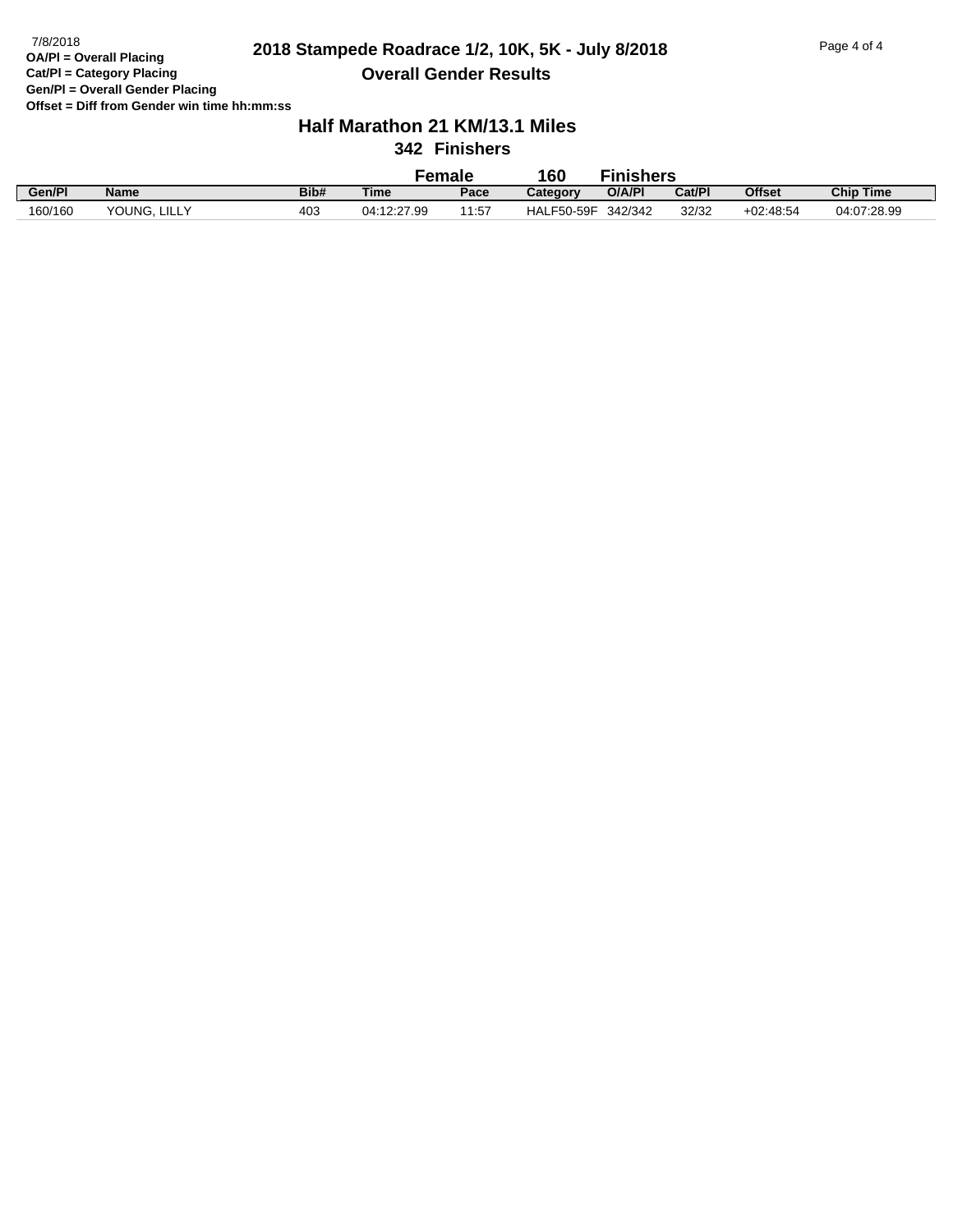7/8/2018

**OA/Pl = Overall Placing**
**Cat/Pl = Category Placing**
**Gen/Pl = Overall Gender Placing**
**Offset = Diff from Gender win time hh:mm:ss**

# 2018 Stampede Roadrace 1/2, 10K, 5K - July 8/2018

## Overall Gender Results

### Half Marathon 21 KM/13.1 Miles

**342 Finishers**

**Female 160 Finishers**

| Gen/Pl | Name | Bib# | Time | Pace | Category | O/A/Pl | Cat/Pl | Offset | Chip Time |
|---|---|---|---|---|---|---|---|---|---|
| 160/160 | YOUNG, LILLY | 403 | 04:12:27.99 | 11:57 | HALF50-59F | 342/342 | 32/32 | +02:48:54 | 04:07:28.99 |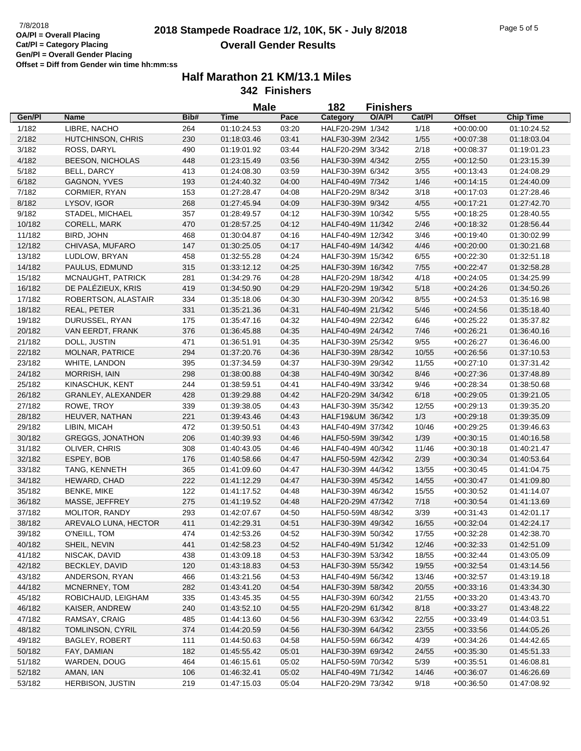7/8/2018

**OA/Pl = Overall Placing**
**Cat/Pl = Category Placing**
**Gen/Pl = Overall Gender Placing**
**Offset = Diff from Gender win time hh:mm:ss**

# 2018 Stampede Roadrace 1/2, 10K, 5K - July 8/2018

## Overall Gender Results

### Half Marathon 21 KM/13.1 Miles

**342 Finishers**

**Male 182 Finishers**

| Gen/Pl | Name | Bib# | Time | Pace | Category | O/A/Pl | Cat/Pl | Offset | Chip Time |
|---|---|---|---|---|---|---|---|---|---|
| 1/182 | LIBRE, NACHO | 264 | 01:10:24.53 | 03:20 | HALF20-29M | 1/342 | 1/18 | +00:00:00 | 01:10:24.52 |
| 2/182 | HUTCHINSON, CHRIS | 230 | 01:18:03.46 | 03:41 | HALF30-39M | 2/342 | 1/55 | +00:07:38 | 01:18:03.04 |
| 3/182 | ROSS, DARYL | 490 | 01:19:01.92 | 03:44 | HALF20-29M | 3/342 | 2/18 | +00:08:37 | 01:19:01.23 |
| 4/182 | BEESON, NICHOLAS | 448 | 01:23:15.49 | 03:56 | HALF30-39M | 4/342 | 2/55 | +00:12:50 | 01:23:15.39 |
| 5/182 | BELL, DARCY | 413 | 01:24:08.30 | 03:59 | HALF30-39M | 6/342 | 3/55 | +00:13:43 | 01:24:08.29 |
| 6/182 | GAGNON, YVES | 193 | 01:24:40.32 | 04:00 | HALF40-49M | 7/342 | 1/46 | +00:14:15 | 01:24:40.09 |
| 7/182 | CORMIER, RYAN | 153 | 01:27:28.47 | 04:08 | HALF20-29M | 8/342 | 3/18 | +00:17:03 | 01:27:28.46 |
| 8/182 | LYSOV, IGOR | 268 | 01:27:45.94 | 04:09 | HALF30-39M | 9/342 | 4/55 | +00:17:21 | 01:27:42.70 |
| 9/182 | STADEL, MICHAEL | 357 | 01:28:49.57 | 04:12 | HALF30-39M | 10/342 | 5/55 | +00:18:25 | 01:28:40.55 |
| 10/182 | CORELL, MARK | 470 | 01:28:57.25 | 04:12 | HALF40-49M | 11/342 | 2/46 | +00:18:32 | 01:28:56.44 |
| 11/182 | BIRD, JOHN | 468 | 01:30:04.87 | 04:16 | HALF40-49M | 12/342 | 3/46 | +00:19:40 | 01:30:02.99 |
| 12/182 | CHIVASA, MUFARO | 147 | 01:30:25.05 | 04:17 | HALF40-49M | 14/342 | 4/46 | +00:20:00 | 01:30:21.68 |
| 13/182 | LUDLOW, BRYAN | 458 | 01:32:55.28 | 04:24 | HALF30-39M | 15/342 | 6/55 | +00:22:30 | 01:32:51.18 |
| 14/182 | PAULUS, EDMUND | 315 | 01:33:12.12 | 04:25 | HALF30-39M | 16/342 | 7/55 | +00:22:47 | 01:32:58.28 |
| 15/182 | MCNAUGHT, PATRICK | 281 | 01:34:29.76 | 04:28 | HALF20-29M | 18/342 | 4/18 | +00:24:05 | 01:34:25.99 |
| 16/182 | DE PALÉZIEUX, KRIS | 419 | 01:34:50.90 | 04:29 | HALF20-29M | 19/342 | 5/18 | +00:24:26 | 01:34:50.26 |
| 17/182 | ROBERTSON, ALASTAIR | 334 | 01:35:18.06 | 04:30 | HALF30-39M | 20/342 | 8/55 | +00:24:53 | 01:35:16.98 |
| 18/182 | REAL, PETER | 331 | 01:35:21.36 | 04:31 | HALF40-49M | 21/342 | 5/46 | +00:24:56 | 01:35:18.40 |
| 19/182 | DURUSSEL, RYAN | 175 | 01:35:47.16 | 04:32 | HALF40-49M | 22/342 | 6/46 | +00:25:22 | 01:35:37.82 |
| 20/182 | VAN EERDT, FRANK | 376 | 01:36:45.88 | 04:35 | HALF40-49M | 24/342 | 7/46 | +00:26:21 | 01:36:40.16 |
| 21/182 | DOLL, JUSTIN | 471 | 01:36:51.91 | 04:35 | HALF30-39M | 25/342 | 9/55 | +00:26:27 | 01:36:46.00 |
| 22/182 | MOLNAR, PATRICE | 294 | 01:37:20.76 | 04:36 | HALF30-39M | 28/342 | 10/55 | +00:26:56 | 01:37:10.53 |
| 23/182 | WHITE, LANDON | 395 | 01:37:34.59 | 04:37 | HALF30-39M | 29/342 | 11/55 | +00:27:10 | 01:37:31.42 |
| 24/182 | MORRISH, IAIN | 298 | 01:38:00.88 | 04:38 | HALF40-49M | 30/342 | 8/46 | +00:27:36 | 01:37:48.89 |
| 25/182 | KINASCHUK, KENT | 244 | 01:38:59.51 | 04:41 | HALF40-49M | 33/342 | 9/46 | +00:28:34 | 01:38:50.68 |
| 26/182 | GRANLEY, ALEXANDER | 428 | 01:39:29.88 | 04:42 | HALF20-29M | 34/342 | 6/18 | +00:29:05 | 01:39:21.05 |
| 27/182 | ROWE, TROY | 339 | 01:39:38.05 | 04:43 | HALF30-39M | 35/342 | 12/55 | +00:29:13 | 01:39:35.20 |
| 28/182 | HEUVER, NATHAN | 221 | 01:39:43.46 | 04:43 | HALF19&UM | 36/342 | 1/3 | +00:29:18 | 01:39:35.09 |
| 29/182 | LIBIN, MICAH | 472 | 01:39:50.51 | 04:43 | HALF40-49M | 37/342 | 10/46 | +00:29:25 | 01:39:46.63 |
| 30/182 | GREGGS, JONATHON | 206 | 01:40:39.93 | 04:46 | HALF50-59M | 39/342 | 1/39 | +00:30:15 | 01:40:16.58 |
| 31/182 | OLIVER, CHRIS | 308 | 01:40:43.05 | 04:46 | HALF40-49M | 40/342 | 11/46 | +00:30:18 | 01:40:21.47 |
| 32/182 | ESPEY, BOB | 176 | 01:40:58.66 | 04:47 | HALF50-59M | 42/342 | 2/39 | +00:30:34 | 01:40:53.64 |
| 33/182 | TANG, KENNETH | 365 | 01:41:09.60 | 04:47 | HALF30-39M | 44/342 | 13/55 | +00:30:45 | 01:41:04.75 |
| 34/182 | HEWARD, CHAD | 222 | 01:41:12.29 | 04:47 | HALF30-39M | 45/342 | 14/55 | +00:30:47 | 01:41:09.80 |
| 35/182 | BENKE, MIKE | 122 | 01:41:17.52 | 04:48 | HALF30-39M | 46/342 | 15/55 | +00:30:52 | 01:41:14.07 |
| 36/182 | MASSE, JEFFREY | 275 | 01:41:19.52 | 04:48 | HALF20-29M | 47/342 | 7/18 | +00:30:54 | 01:41:13.69 |
| 37/182 | MOLITOR, RANDY | 293 | 01:42:07.67 | 04:50 | HALF50-59M | 48/342 | 3/39 | +00:31:43 | 01:42:01.17 |
| 38/182 | AREVALO LUNA, HECTOR | 411 | 01:42:29.31 | 04:51 | HALF30-39M | 49/342 | 16/55 | +00:32:04 | 01:42:24.17 |
| 39/182 | O'NEILL, TOM | 474 | 01:42:53.26 | 04:52 | HALF30-39M | 50/342 | 17/55 | +00:32:28 | 01:42:38.70 |
| 40/182 | SHEIL, NEVIN | 441 | 01:42:58.23 | 04:52 | HALF40-49M | 51/342 | 12/46 | +00:32:33 | 01:42:51.09 |
| 41/182 | NISCAK, DAVID | 438 | 01:43:09.18 | 04:53 | HALF30-39M | 53/342 | 18/55 | +00:32:44 | 01:43:05.09 |
| 42/182 | BECKLEY, DAVID | 120 | 01:43:18.83 | 04:53 | HALF30-39M | 55/342 | 19/55 | +00:32:54 | 01:43:14.56 |
| 43/182 | ANDERSON, RYAN | 466 | 01:43:21.56 | 04:53 | HALF40-49M | 56/342 | 13/46 | +00:32:57 | 01:43:19.18 |
| 44/182 | MCNERNEY, TOM | 282 | 01:43:41.20 | 04:54 | HALF30-39M | 58/342 | 20/55 | +00:33:16 | 01:43:34.30 |
| 45/182 | ROBICHAUD, LEIGHAM | 335 | 01:43:45.35 | 04:55 | HALF30-39M | 60/342 | 21/55 | +00:33:20 | 01:43:43.70 |
| 46/182 | KAISER, ANDREW | 240 | 01:43:52.10 | 04:55 | HALF20-29M | 61/342 | 8/18 | +00:33:27 | 01:43:48.22 |
| 47/182 | RAMSAY, CRAIG | 485 | 01:44:13.60 | 04:56 | HALF30-39M | 63/342 | 22/55 | +00:33:49 | 01:44:03.51 |
| 48/182 | TOMLINSON, CYRIL | 374 | 01:44:20.59 | 04:56 | HALF30-39M | 64/342 | 23/55 | +00:33:56 | 01:44:05.26 |
| 49/182 | BAGLEY, ROBERT | 111 | 01:44:50.63 | 04:58 | HALF50-59M | 66/342 | 4/39 | +00:34:26 | 01:44:42.65 |
| 50/182 | FAY, DAMIAN | 182 | 01:45:55.42 | 05:01 | HALF30-39M | 69/342 | 24/55 | +00:35:30 | 01:45:51.33 |
| 51/182 | WARDEN, DOUG | 464 | 01:46:15.61 | 05:02 | HALF50-59M | 70/342 | 5/39 | +00:35:51 | 01:46:08.81 |
| 52/182 | AMAN, IAN | 106 | 01:46:32.41 | 05:02 | HALF40-49M | 71/342 | 14/46 | +00:36:07 | 01:46:26.69 |
| 53/182 | HERBISON, JUSTIN | 219 | 01:47:15.03 | 05:04 | HALF20-29M | 73/342 | 9/18 | +00:36:50 | 01:47:08.92 |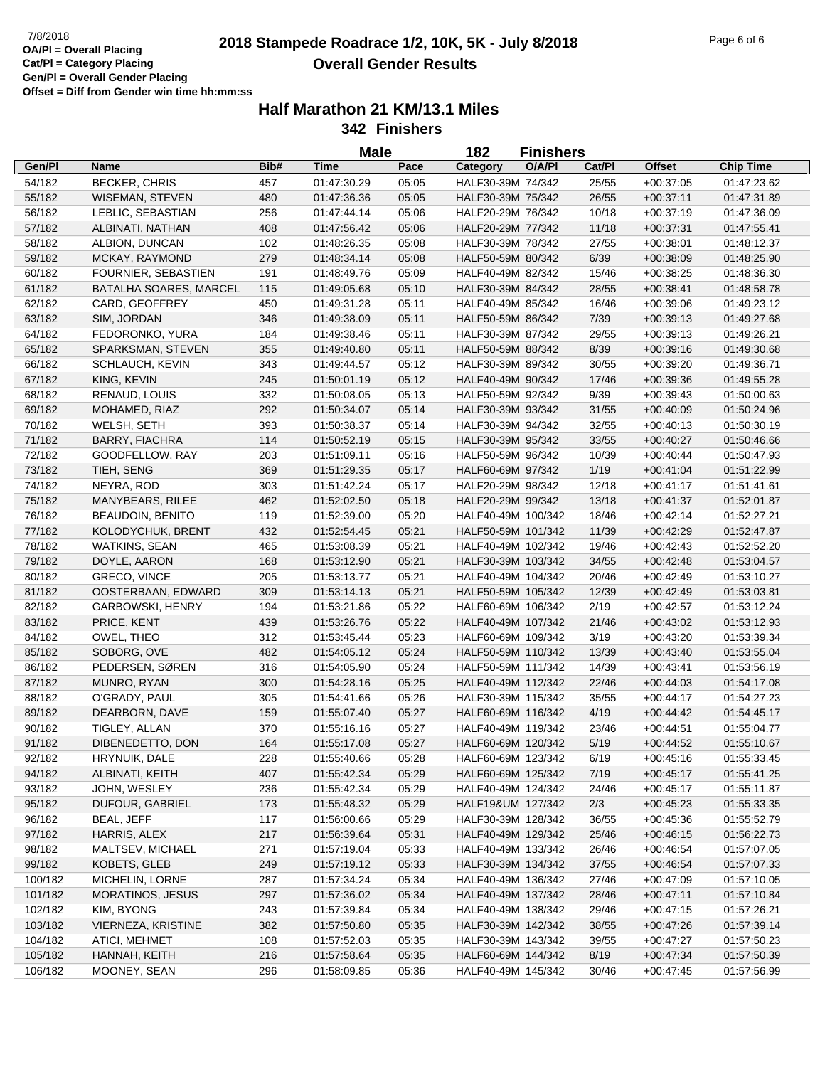7/8/2018
**OA/Pl = Overall Placing**
**Cat/Pl = Category Placing**
**Gen/Pl = Overall Gender Placing**
**Offset = Diff from Gender win time hh:mm:ss**

# 2018 Stampede Roadrace 1/2, 10K, 5K - July 8/2018

## Overall Gender Results

### Half Marathon 21 KM/13.1 Miles

**342 Finishers**

**Male 182 Finishers**

| Gen/Pl | Name | Bib# | Time | Pace | Category | O/A/Pl | Cat/Pl | Offset | Chip Time |
|---|---|---|---|---|---|---|---|---|---|
| 54/182 | BECKER, CHRIS | 457 | 01:47:30.29 | 05:05 | HALF30-39M | 74/342 | 25/55 | +00:37:05 | 01:47:23.62 |
| 55/182 | WISEMAN, STEVEN | 480 | 01:47:36.36 | 05:05 | HALF30-39M | 75/342 | 26/55 | +00:37:11 | 01:47:31.89 |
| 56/182 | LEBLIC, SEBASTIAN | 256 | 01:47:44.14 | 05:06 | HALF20-29M | 76/342 | 10/18 | +00:37:19 | 01:47:36.09 |
| 57/182 | ALBINATI, NATHAN | 408 | 01:47:56.42 | 05:06 | HALF20-29M | 77/342 | 11/18 | +00:37:31 | 01:47:55.41 |
| 58/182 | ALBION, DUNCAN | 102 | 01:48:26.35 | 05:08 | HALF30-39M | 78/342 | 27/55 | +00:38:01 | 01:48:12.37 |
| 59/182 | MCKAY, RAYMOND | 279 | 01:48:34.14 | 05:08 | HALF50-59M | 80/342 | 6/39 | +00:38:09 | 01:48:25.90 |
| 60/182 | FOURNIER, SEBASTIEN | 191 | 01:48:49.76 | 05:09 | HALF40-49M | 82/342 | 15/46 | +00:38:25 | 01:48:36.30 |
| 61/182 | BATALHA SOARES, MARCEL | 115 | 01:49:05.68 | 05:10 | HALF30-39M | 84/342 | 28/55 | +00:38:41 | 01:48:58.78 |
| 62/182 | CARD, GEOFFREY | 450 | 01:49:31.28 | 05:11 | HALF40-49M | 85/342 | 16/46 | +00:39:06 | 01:49:23.12 |
| 63/182 | SIM, JORDAN | 346 | 01:49:38.09 | 05:11 | HALF50-59M | 86/342 | 7/39 | +00:39:13 | 01:49:27.68 |
| 64/182 | FEDORONKO, YURA | 184 | 01:49:38.46 | 05:11 | HALF30-39M | 87/342 | 29/55 | +00:39:13 | 01:49:26.21 |
| 65/182 | SPARKSMAN, STEVEN | 355 | 01:49:40.80 | 05:11 | HALF50-59M | 88/342 | 8/39 | +00:39:16 | 01:49:30.68 |
| 66/182 | SCHLAUCH, KEVIN | 343 | 01:49:44.57 | 05:12 | HALF30-39M | 89/342 | 30/55 | +00:39:20 | 01:49:36.71 |
| 67/182 | KING, KEVIN | 245 | 01:50:01.19 | 05:12 | HALF40-49M | 90/342 | 17/46 | +00:39:36 | 01:49:55.28 |
| 68/182 | RENAUD, LOUIS | 332 | 01:50:08.05 | 05:13 | HALF50-59M | 92/342 | 9/39 | +00:39:43 | 01:50:00.63 |
| 69/182 | MOHAMED, RIAZ | 292 | 01:50:34.07 | 05:14 | HALF30-39M | 93/342 | 31/55 | +00:40:09 | 01:50:24.96 |
| 70/182 | WELSH, SETH | 393 | 01:50:38.37 | 05:14 | HALF30-39M | 94/342 | 32/55 | +00:40:13 | 01:50:30.19 |
| 71/182 | BARRY, FIACHRA | 114 | 01:50:52.19 | 05:15 | HALF30-39M | 95/342 | 33/55 | +00:40:27 | 01:50:46.66 |
| 72/182 | GOODFELLOW, RAY | 203 | 01:51:09.11 | 05:16 | HALF50-59M | 96/342 | 10/39 | +00:40:44 | 01:50:47.93 |
| 73/182 | TIEH, SENG | 369 | 01:51:29.35 | 05:17 | HALF60-69M | 97/342 | 1/19 | +00:41:04 | 01:51:22.99 |
| 74/182 | NEYRA, ROD | 303 | 01:51:42.24 | 05:17 | HALF20-29M | 98/342 | 12/18 | +00:41:17 | 01:51:41.61 |
| 75/182 | MANYBEARS, RILEE | 462 | 01:52:02.50 | 05:18 | HALF20-29M | 99/342 | 13/18 | +00:41:37 | 01:52:01.87 |
| 76/182 | BEAUDOIN, BENITO | 119 | 01:52:39.00 | 05:20 | HALF40-49M | 100/342 | 18/46 | +00:42:14 | 01:52:27.21 |
| 77/182 | KOLODYCHUK, BRENT | 432 | 01:52:54.45 | 05:21 | HALF50-59M | 101/342 | 11/39 | +00:42:29 | 01:52:47.87 |
| 78/182 | WATKINS, SEAN | 465 | 01:53:08.39 | 05:21 | HALF40-49M | 102/342 | 19/46 | +00:42:43 | 01:52:52.20 |
| 79/182 | DOYLE, AARON | 168 | 01:53:12.90 | 05:21 | HALF30-39M | 103/342 | 34/55 | +00:42:48 | 01:53:04.57 |
| 80/182 | GRECO, VINCE | 205 | 01:53:13.77 | 05:21 | HALF40-49M | 104/342 | 20/46 | +00:42:49 | 01:53:10.27 |
| 81/182 | OOSTERBAAN, EDWARD | 309 | 01:53:14.13 | 05:21 | HALF50-59M | 105/342 | 12/39 | +00:42:49 | 01:53:03.81 |
| 82/182 | GARBOWSKI, HENRY | 194 | 01:53:21.86 | 05:22 | HALF60-69M | 106/342 | 2/19 | +00:42:57 | 01:53:12.24 |
| 83/182 | PRICE, KENT | 439 | 01:53:26.76 | 05:22 | HALF40-49M | 107/342 | 21/46 | +00:43:02 | 01:53:12.93 |
| 84/182 | OWEL, THEO | 312 | 01:53:45.44 | 05:23 | HALF60-69M | 109/342 | 3/19 | +00:43:20 | 01:53:39.34 |
| 85/182 | SOBORG, OVE | 482 | 01:54:05.12 | 05:24 | HALF50-59M | 110/342 | 13/39 | +00:43:40 | 01:53:55.04 |
| 86/182 | PEDERSEN, SØREN | 316 | 01:54:05.90 | 05:24 | HALF50-59M | 111/342 | 14/39 | +00:43:41 | 01:53:56.19 |
| 87/182 | MUNRO, RYAN | 300 | 01:54:28.16 | 05:25 | HALF40-49M | 112/342 | 22/46 | +00:44:03 | 01:54:17.08 |
| 88/182 | O'GRADY, PAUL | 305 | 01:54:41.66 | 05:26 | HALF30-39M | 115/342 | 35/55 | +00:44:17 | 01:54:27.23 |
| 89/182 | DEARBORN, DAVE | 159 | 01:55:07.40 | 05:27 | HALF60-69M | 116/342 | 4/19 | +00:44:42 | 01:54:45.17 |
| 90/182 | TIGLEY, ALLAN | 370 | 01:55:16.16 | 05:27 | HALF40-49M | 119/342 | 23/46 | +00:44:51 | 01:55:04.77 |
| 91/182 | DIBENEDETTO, DON | 164 | 01:55:17.08 | 05:27 | HALF60-69M | 120/342 | 5/19 | +00:44:52 | 01:55:10.67 |
| 92/182 | HRYNUIK, DALE | 228 | 01:55:40.66 | 05:28 | HALF60-69M | 123/342 | 6/19 | +00:45:16 | 01:55:33.45 |
| 94/182 | ALBINATI, KEITH | 407 | 01:55:42.34 | 05:29 | HALF60-69M | 125/342 | 7/19 | +00:45:17 | 01:55:41.25 |
| 93/182 | JOHN, WESLEY | 236 | 01:55:42.34 | 05:29 | HALF40-49M | 124/342 | 24/46 | +00:45:17 | 01:55:11.87 |
| 95/182 | DUFOUR, GABRIEL | 173 | 01:55:48.32 | 05:29 | HALF19&UM | 127/342 | 2/3 | +00:45:23 | 01:55:33.35 |
| 96/182 | BEAL, JEFF | 117 | 01:56:00.66 | 05:29 | HALF30-39M | 128/342 | 36/55 | +00:45:36 | 01:55:52.79 |
| 97/182 | HARRIS, ALEX | 217 | 01:56:39.64 | 05:31 | HALF40-49M | 129/342 | 25/46 | +00:46:15 | 01:56:22.73 |
| 98/182 | MALTSEV, MICHAEL | 271 | 01:57:19.04 | 05:33 | HALF40-49M | 133/342 | 26/46 | +00:46:54 | 01:57:07.05 |
| 99/182 | KOBETS, GLEB | 249 | 01:57:19.12 | 05:33 | HALF30-39M | 134/342 | 37/55 | +00:46:54 | 01:57:07.33 |
| 100/182 | MICHELIN, LORNE | 287 | 01:57:34.24 | 05:34 | HALF40-49M | 136/342 | 27/46 | +00:47:09 | 01:57:10.05 |
| 101/182 | MORATINOS, JESUS | 297 | 01:57:36.02 | 05:34 | HALF40-49M | 137/342 | 28/46 | +00:47:11 | 01:57:10.84 |
| 102/182 | KIM, BYONG | 243 | 01:57:39.84 | 05:34 | HALF40-49M | 138/342 | 29/46 | +00:47:15 | 01:57:26.21 |
| 103/182 | VIERNEZA, KRISTINE | 382 | 01:57:50.80 | 05:35 | HALF30-39M | 142/342 | 38/55 | +00:47:26 | 01:57:39.14 |
| 104/182 | ATICI, MEHMET | 108 | 01:57:52.03 | 05:35 | HALF30-39M | 143/342 | 39/55 | +00:47:27 | 01:57:50.23 |
| 105/182 | HANNAH, KEITH | 216 | 01:57:58.64 | 05:35 | HALF60-69M | 144/342 | 8/19 | +00:47:34 | 01:57:50.39 |
| 106/182 | MOONEY, SEAN | 296 | 01:58:09.85 | 05:36 | HALF40-49M | 145/342 | 30/46 | +00:47:45 | 01:57:56.99 |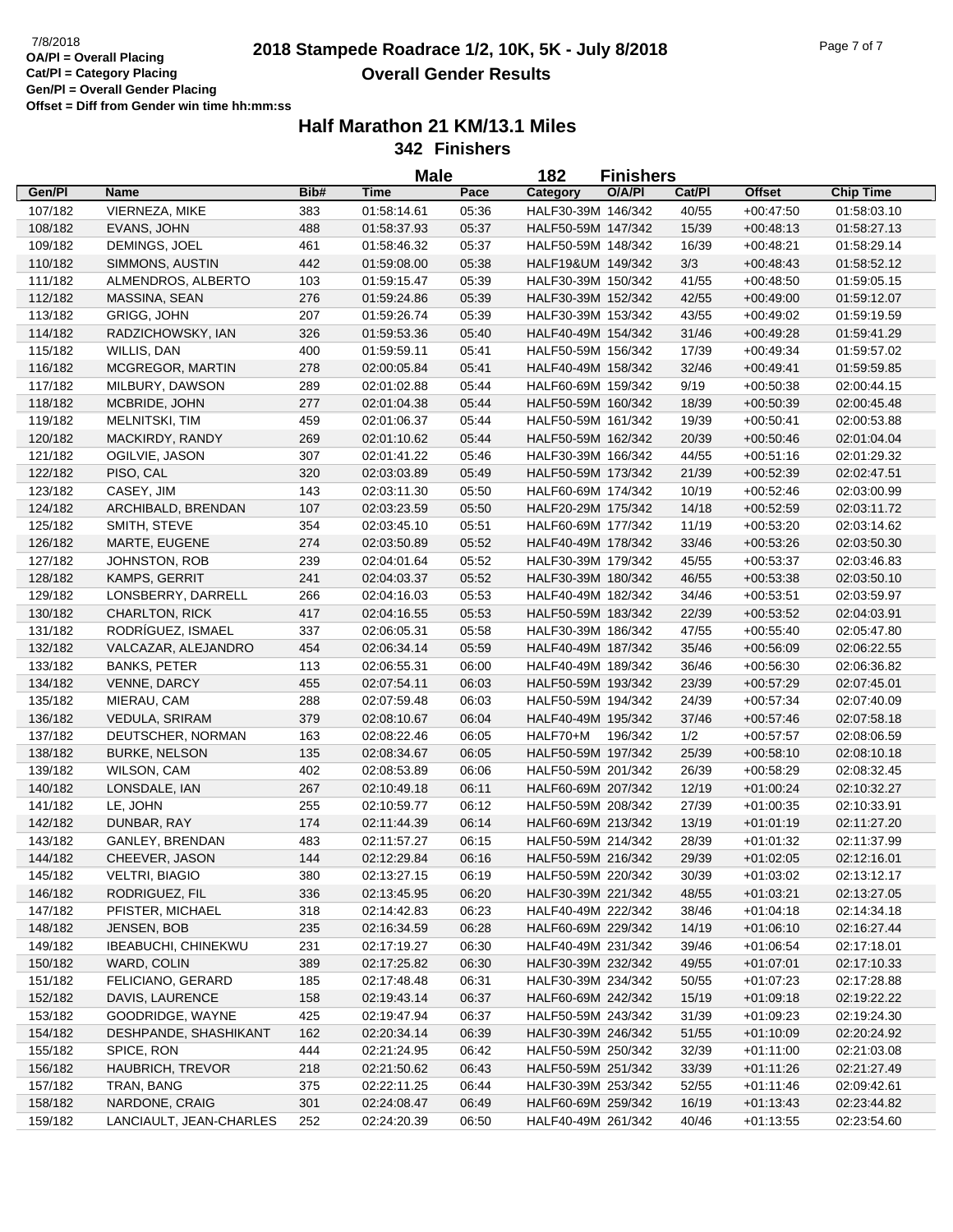# Half Marathon 21 KM/13.1 Miles

**342 Finishers**

**Male 182 Finishers**

| Gen/Pl | Name | Bib# | Time | Pace | Category | O/A/Pl | Cat/Pl | Offset | Chip Time |
|---|---|---|---|---|---|---|---|---|---|
| 107/182 | VIERNEZA, MIKE | 383 | 01:58:14.61 | 05:36 | HALF30-39M | 146/342 | 40/55 | +00:47:50 | 01:58:03.10 |
| 108/182 | EVANS, JOHN | 488 | 01:58:37.93 | 05:37 | HALF50-59M | 147/342 | 15/39 | +00:48:13 | 01:58:27.13 |
| 109/182 | DEMINGS, JOEL | 461 | 01:58:46.32 | 05:37 | HALF50-59M | 148/342 | 16/39 | +00:48:21 | 01:58:29.14 |
| 110/182 | SIMMONS, AUSTIN | 442 | 01:59:08.00 | 05:38 | HALF19&UM | 149/342 | 3/3 | +00:48:43 | 01:58:52.12 |
| 111/182 | ALMENDROS, ALBERTO | 103 | 01:59:15.47 | 05:39 | HALF30-39M | 150/342 | 41/55 | +00:48:50 | 01:59:05.15 |
| 112/182 | MASSINA, SEAN | 276 | 01:59:24.86 | 05:39 | HALF30-39M | 152/342 | 42/55 | +00:49:00 | 01:59:12.07 |
| 113/182 | GRIGG, JOHN | 207 | 01:59:26.74 | 05:39 | HALF30-39M | 153/342 | 43/55 | +00:49:02 | 01:59:19.59 |
| 114/182 | RADZICHOWSKY, IAN | 326 | 01:59:53.36 | 05:40 | HALF40-49M | 154/342 | 31/46 | +00:49:28 | 01:59:41.29 |
| 115/182 | WILLIS, DAN | 400 | 01:59:59.11 | 05:41 | HALF50-59M | 156/342 | 17/39 | +00:49:34 | 01:59:57.02 |
| 116/182 | MCGREGOR, MARTIN | 278 | 02:00:05.84 | 05:41 | HALF40-49M | 158/342 | 32/46 | +00:49:41 | 01:59:59.85 |
| 117/182 | MILBURY, DAWSON | 289 | 02:01:02.88 | 05:44 | HALF60-69M | 159/342 | 9/19 | +00:50:38 | 02:00:44.15 |
| 118/182 | MCBRIDE, JOHN | 277 | 02:01:04.38 | 05:44 | HALF50-59M | 160/342 | 18/39 | +00:50:39 | 02:00:45.48 |
| 119/182 | MELNITSKI, TIM | 459 | 02:01:06.37 | 05:44 | HALF50-59M | 161/342 | 19/39 | +00:50:41 | 02:00:53.88 |
| 120/182 | MACKIRDY, RANDY | 269 | 02:01:10.62 | 05:44 | HALF50-59M | 162/342 | 20/39 | +00:50:46 | 02:01:04.04 |
| 121/182 | OGILVIE, JASON | 307 | 02:01:41.22 | 05:46 | HALF30-39M | 166/342 | 44/55 | +00:51:16 | 02:01:29.32 |
| 122/182 | PISO, CAL | 320 | 02:03:03.89 | 05:49 | HALF50-59M | 173/342 | 21/39 | +00:52:39 | 02:02:47.51 |
| 123/182 | CASEY, JIM | 143 | 02:03:11.30 | 05:50 | HALF60-69M | 174/342 | 10/19 | +00:52:46 | 02:03:00.99 |
| 124/182 | ARCHIBALD, BRENDAN | 107 | 02:03:23.59 | 05:50 | HALF20-29M | 175/342 | 14/18 | +00:52:59 | 02:03:11.72 |
| 125/182 | SMITH, STEVE | 354 | 02:03:45.10 | 05:51 | HALF60-69M | 177/342 | 11/19 | +00:53:20 | 02:03:14.62 |
| 126/182 | MARTE, EUGENE | 274 | 02:03:50.89 | 05:52 | HALF40-49M | 178/342 | 33/46 | +00:53:26 | 02:03:50.30 |
| 127/182 | JOHNSTON, ROB | 239 | 02:04:01.64 | 05:52 | HALF30-39M | 179/342 | 45/55 | +00:53:37 | 02:03:46.83 |
| 128/182 | KAMPS, GERRIT | 241 | 02:04:03.37 | 05:52 | HALF30-39M | 180/342 | 46/55 | +00:53:38 | 02:03:50.10 |
| 129/182 | LONSBERRY, DARRELL | 266 | 02:04:16.03 | 05:53 | HALF40-49M | 182/342 | 34/46 | +00:53:51 | 02:03:59.97 |
| 130/182 | CHARLTON, RICK | 417 | 02:04:16.55 | 05:53 | HALF50-59M | 183/342 | 22/39 | +00:53:52 | 02:04:03.91 |
| 131/182 | RODRÍGUEZ, ISMAEL | 337 | 02:06:05.31 | 05:58 | HALF30-39M | 186/342 | 47/55 | +00:55:40 | 02:05:47.80 |
| 132/182 | VALCAZAR, ALEJANDRO | 454 | 02:06:34.14 | 05:59 | HALF40-49M | 187/342 | 35/46 | +00:56:09 | 02:06:22.55 |
| 133/182 | BANKS, PETER | 113 | 02:06:55.31 | 06:00 | HALF40-49M | 189/342 | 36/46 | +00:56:30 | 02:06:36.82 |
| 134/182 | VENNE, DARCY | 455 | 02:07:54.11 | 06:03 | HALF50-59M | 193/342 | 23/39 | +00:57:29 | 02:07:45.01 |
| 135/182 | MIERAU, CAM | 288 | 02:07:59.48 | 06:03 | HALF50-59M | 194/342 | 24/39 | +00:57:34 | 02:07:40.09 |
| 136/182 | VEDULA, SRIRAM | 379 | 02:08:10.67 | 06:04 | HALF40-49M | 195/342 | 37/46 | +00:57:46 | 02:07:58.18 |
| 137/182 | DEUTSCHER, NORMAN | 163 | 02:08:22.46 | 06:05 | HALF70+M | 196/342 | 1/2 | +00:57:57 | 02:08:06.59 |
| 138/182 | BURKE, NELSON | 135 | 02:08:34.67 | 06:05 | HALF50-59M | 197/342 | 25/39 | +00:58:10 | 02:08:10.18 |
| 139/182 | WILSON, CAM | 402 | 02:08:53.89 | 06:06 | HALF50-59M | 201/342 | 26/39 | +00:58:29 | 02:08:32.45 |
| 140/182 | LONSDALE, IAN | 267 | 02:10:49.18 | 06:11 | HALF60-69M | 207/342 | 12/19 | +01:00:24 | 02:10:32.27 |
| 141/182 | LE, JOHN | 255 | 02:10:59.77 | 06:12 | HALF50-59M | 208/342 | 27/39 | +01:00:35 | 02:10:33.91 |
| 142/182 | DUNBAR, RAY | 174 | 02:11:44.39 | 06:14 | HALF60-69M | 213/342 | 13/19 | +01:01:19 | 02:11:27.20 |
| 143/182 | GANLEY, BRENDAN | 483 | 02:11:57.27 | 06:15 | HALF50-59M | 214/342 | 28/39 | +01:01:32 | 02:11:37.99 |
| 144/182 | CHEEVER, JASON | 144 | 02:12:29.84 | 06:16 | HALF50-59M | 216/342 | 29/39 | +01:02:05 | 02:12:16.01 |
| 145/182 | VELTRI, BIAGIO | 380 | 02:13:27.15 | 06:19 | HALF50-59M | 220/342 | 30/39 | +01:03:02 | 02:13:12.17 |
| 146/182 | RODRIGUEZ, FIL | 336 | 02:13:45.95 | 06:20 | HALF30-39M | 221/342 | 48/55 | +01:03:21 | 02:13:27.05 |
| 147/182 | PFISTER, MICHAEL | 318 | 02:14:42.83 | 06:23 | HALF40-49M | 222/342 | 38/46 | +01:04:18 | 02:14:34.18 |
| 148/182 | JENSEN, BOB | 235 | 02:16:34.59 | 06:28 | HALF60-69M | 229/342 | 14/19 | +01:06:10 | 02:16:27.44 |
| 149/182 | IBEABUCHI, CHINEKWU | 231 | 02:17:19.27 | 06:30 | HALF40-49M | 231/342 | 39/46 | +01:06:54 | 02:17:18.01 |
| 150/182 | WARD, COLIN | 389 | 02:17:25.82 | 06:30 | HALF30-39M | 232/342 | 49/55 | +01:07:01 | 02:17:10.33 |
| 151/182 | FELICIANO, GERARD | 185 | 02:17:48.48 | 06:31 | HALF30-39M | 234/342 | 50/55 | +01:07:23 | 02:17:28.88 |
| 152/182 | DAVIS, LAURENCE | 158 | 02:19:43.14 | 06:37 | HALF60-69M | 242/342 | 15/19 | +01:09:18 | 02:19:22.22 |
| 153/182 | GOODRIDGE, WAYNE | 425 | 02:19:47.94 | 06:37 | HALF50-59M | 243/342 | 31/39 | +01:09:23 | 02:19:24.30 |
| 154/182 | DESHPANDE, SHASHIKANT | 162 | 02:20:34.14 | 06:39 | HALF30-39M | 246/342 | 51/55 | +01:10:09 | 02:20:24.92 |
| 155/182 | SPICE, RON | 444 | 02:21:24.95 | 06:42 | HALF50-59M | 250/342 | 32/39 | +01:11:00 | 02:21:03.08 |
| 156/182 | HAUBRICH, TREVOR | 218 | 02:21:50.62 | 06:43 | HALF50-59M | 251/342 | 33/39 | +01:11:26 | 02:21:27.49 |
| 157/182 | TRAN, BANG | 375 | 02:22:11.25 | 06:44 | HALF30-39M | 253/342 | 52/55 | +01:11:46 | 02:09:42.61 |
| 158/182 | NARDONE, CRAIG | 301 | 02:24:08.47 | 06:49 | HALF60-69M | 259/342 | 16/19 | +01:13:43 | 02:23:44.82 |
| 159/182 | LANCIAULT, JEAN-CHARLES | 252 | 02:24:20.39 | 06:50 | HALF40-49M | 261/342 | 40/46 | +01:13:55 | 02:23:54.60 |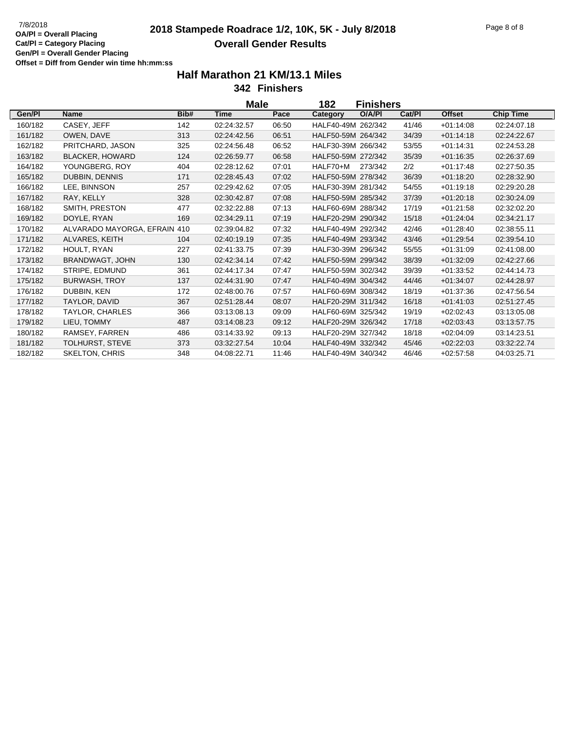7/8/2018

**OA/Pl = Overall Placing**
**Cat/Pl = Category Placing**
**Gen/Pl = Overall Gender Placing**
**Offset = Diff from Gender win time hh:mm:ss**

# 2018 Stampede Roadrace 1/2, 10K, 5K - July 8/2018

## Overall Gender Results

### Half Marathon 21 KM/13.1 Miles

**342 Finishers**

**Male 182 Finishers**

| Gen/Pl | Name | Bib# | Time | Pace | Category | O/A/Pl | Cat/Pl | Offset | Chip Time |
|---|---|---|---|---|---|---|---|---|---|
| 160/182 | CASEY, JEFF | 142 | 02:24:32.57 | 06:50 | HALF40-49M | 262/342 | 41/46 | +01:14:08 | 02:24:07.18 |
| 161/182 | OWEN, DAVE | 313 | 02:24:42.56 | 06:51 | HALF50-59M | 264/342 | 34/39 | +01:14:18 | 02:24:22.67 |
| 162/182 | PRITCHARD, JASON | 325 | 02:24:56.48 | 06:52 | HALF30-39M | 266/342 | 53/55 | +01:14:31 | 02:24:53.28 |
| 163/182 | BLACKER, HOWARD | 124 | 02:26:59.77 | 06:58 | HALF50-59M | 272/342 | 35/39 | +01:16:35 | 02:26:37.69 |
| 164/182 | YOUNGBERG, ROY | 404 | 02:28:12.62 | 07:01 | HALF70+M | 273/342 | 2/2 | +01:17:48 | 02:27:50.35 |
| 165/182 | DUBBIN, DENNIS | 171 | 02:28:45.43 | 07:02 | HALF50-59M | 278/342 | 36/39 | +01:18:20 | 02:28:32.90 |
| 166/182 | LEE, BINNSON | 257 | 02:29:42.62 | 07:05 | HALF30-39M | 281/342 | 54/55 | +01:19:18 | 02:29:20.28 |
| 167/182 | RAY, KELLY | 328 | 02:30:42.87 | 07:08 | HALF50-59M | 285/342 | 37/39 | +01:20:18 | 02:30:24.09 |
| 168/182 | SMITH, PRESTON | 477 | 02:32:22.88 | 07:13 | HALF60-69M | 288/342 | 17/19 | +01:21:58 | 02:32:02.20 |
| 169/182 | DOYLE, RYAN | 169 | 02:34:29.11 | 07:19 | HALF20-29M | 290/342 | 15/18 | +01:24:04 | 02:34:21.17 |
| 170/182 | ALVARADO MAYORGA, EFRAIN | 410 | 02:39:04.82 | 07:32 | HALF40-49M | 292/342 | 42/46 | +01:28:40 | 02:38:55.11 |
| 171/182 | ALVARES, KEITH | 104 | 02:40:19.19 | 07:35 | HALF40-49M | 293/342 | 43/46 | +01:29:54 | 02:39:54.10 |
| 172/182 | HOULT, RYAN | 227 | 02:41:33.75 | 07:39 | HALF30-39M | 296/342 | 55/55 | +01:31:09 | 02:41:08.00 |
| 173/182 | BRANDWAGT, JOHN | 130 | 02:42:34.14 | 07:42 | HALF50-59M | 299/342 | 38/39 | +01:32:09 | 02:42:27.66 |
| 174/182 | STRIPE, EDMUND | 361 | 02:44:17.34 | 07:47 | HALF50-59M | 302/342 | 39/39 | +01:33:52 | 02:44:14.73 |
| 175/182 | BURWASH, TROY | 137 | 02:44:31.90 | 07:47 | HALF40-49M | 304/342 | 44/46 | +01:34:07 | 02:44:28.97 |
| 176/182 | DUBBIN, KEN | 172 | 02:48:00.76 | 07:57 | HALF60-69M | 308/342 | 18/19 | +01:37:36 | 02:47:56.54 |
| 177/182 | TAYLOR, DAVID | 367 | 02:51:28.44 | 08:07 | HALF20-29M | 311/342 | 16/18 | +01:41:03 | 02:51:27.45 |
| 178/182 | TAYLOR, CHARLES | 366 | 03:13:08.13 | 09:09 | HALF60-69M | 325/342 | 19/19 | +02:02:43 | 03:13:05.08 |
| 179/182 | LIEU, TOMMY | 487 | 03:14:08.23 | 09:12 | HALF20-29M | 326/342 | 17/18 | +02:03:43 | 03:13:57.75 |
| 180/182 | RAMSEY, FARREN | 486 | 03:14:33.92 | 09:13 | HALF20-29M | 327/342 | 18/18 | +02:04:09 | 03:14:23.51 |
| 181/182 | TOLHURST, STEVE | 373 | 03:32:27.54 | 10:04 | HALF40-49M | 332/342 | 45/46 | +02:22:03 | 03:32:22.74 |
| 182/182 | SKELTON, CHRIS | 348 | 04:08:22.71 | 11:46 | HALF40-49M | 340/342 | 46/46 | +02:57:58 | 04:03:25.71 |